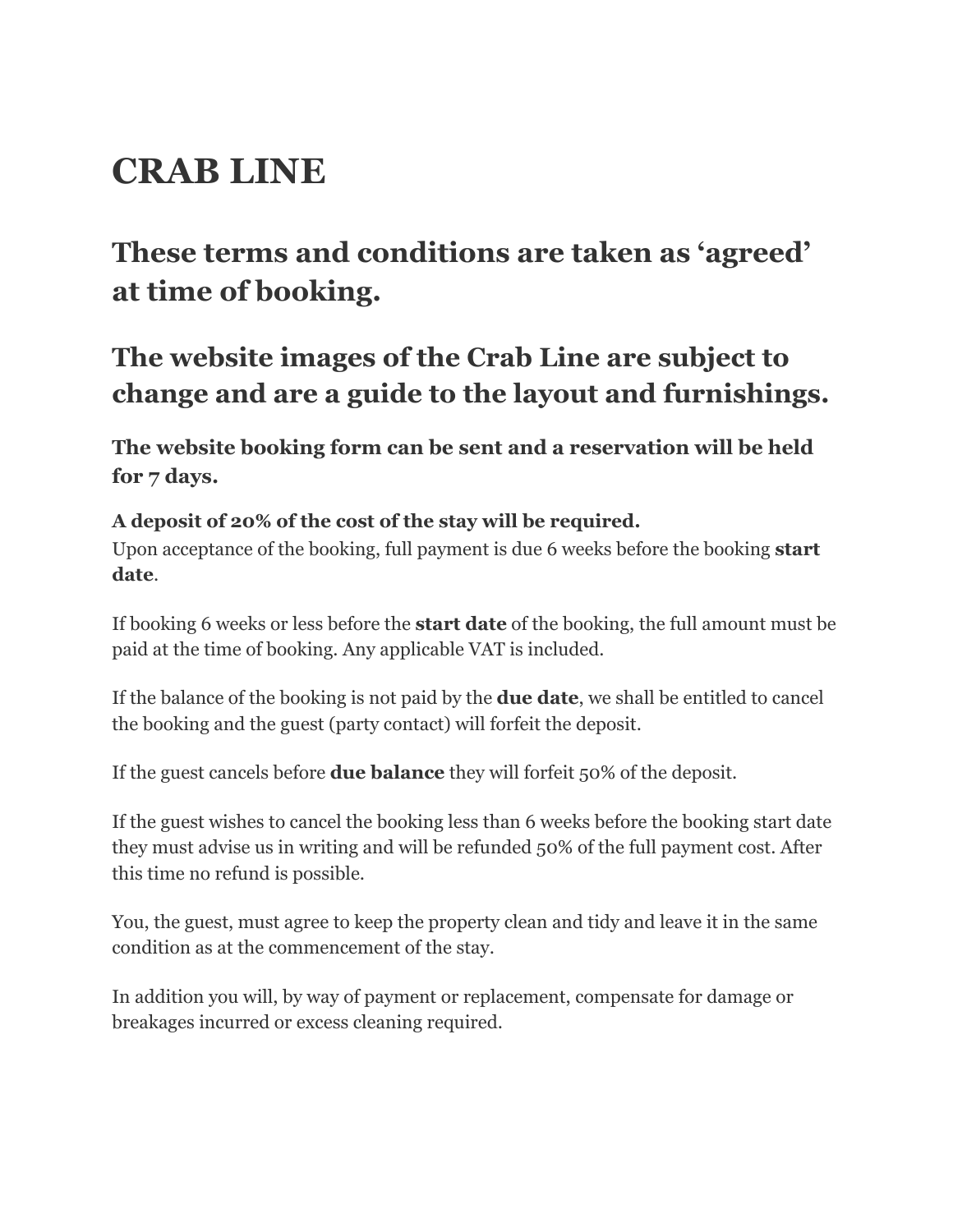# CRAB LINE

## These terms and conditions are taken as 'agreed' at time of booking.

## The website images of the Crab Line are subject to change and are a guide to the layout and furnishings.

### The website booking form can be sent and a reservation will be held for 7 days.

**A deposit of 20% of the cost of the stay will be required.**
Upon acceptance of the booking, full payment is due 6 weeks before the booking **start date**.

If booking 6 weeks or less before the **start date** of the booking, the full amount must be paid at the time of booking. Any applicable VAT is included.

If the balance of the booking is not paid by the **due date**, we shall be entitled to cancel the booking and the guest (party contact) will forfeit the deposit.

If the guest cancels before **due balance** they will forfeit 50% of the deposit.

If the guest wishes to cancel the booking less than 6 weeks before the booking start date they must advise us in writing and will be refunded 50% of the full payment cost. After this time no refund is possible.

You, the guest, must agree to keep the property clean and tidy and leave it in the same condition as at the commencement of the stay.

In addition you will, by way of payment or replacement, compensate for damage or breakages incurred or excess cleaning required.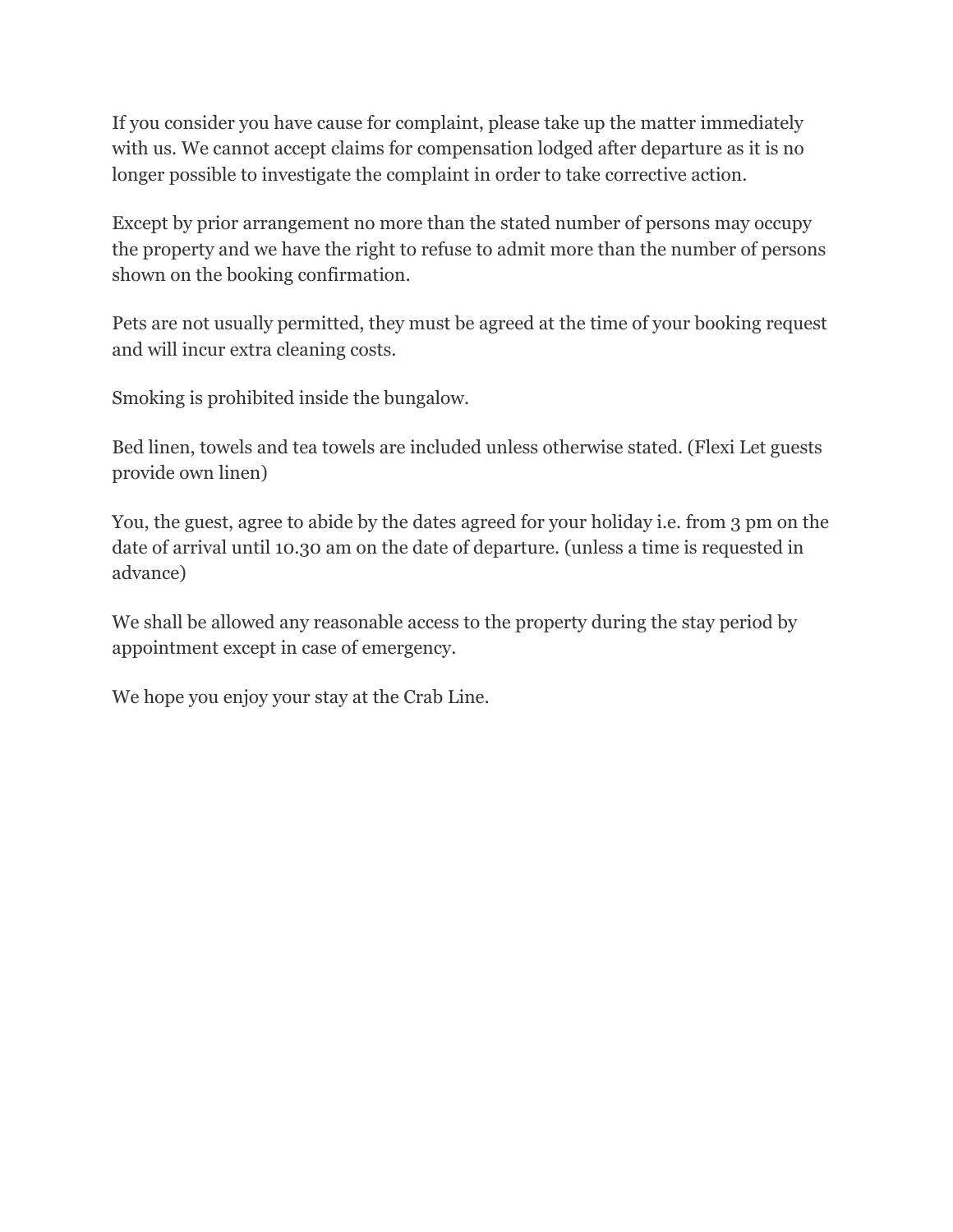If you consider you have cause for complaint, please take up the matter immediately with us. We cannot accept claims for compensation lodged after departure as it is no longer possible to investigate the complaint in order to take corrective action.

Except by prior arrangement no more than the stated number of persons may occupy the property and we have the right to refuse to admit more than the number of persons shown on the booking confirmation.

Pets are not usually permitted, they must be agreed at the time of your booking request and will incur extra cleaning costs.

Smoking is prohibited inside the bungalow.

Bed linen, towels and tea towels are included unless otherwise stated. (Flexi Let guests provide own linen)

You, the guest, agree to abide by the dates agreed for your holiday i.e. from 3 pm on the date of arrival until 10.30 am on the date of departure. (unless a time is requested in advance)

We shall be allowed any reasonable access to the property during the stay period by appointment except in case of emergency.

We hope you enjoy your stay at the Crab Line.